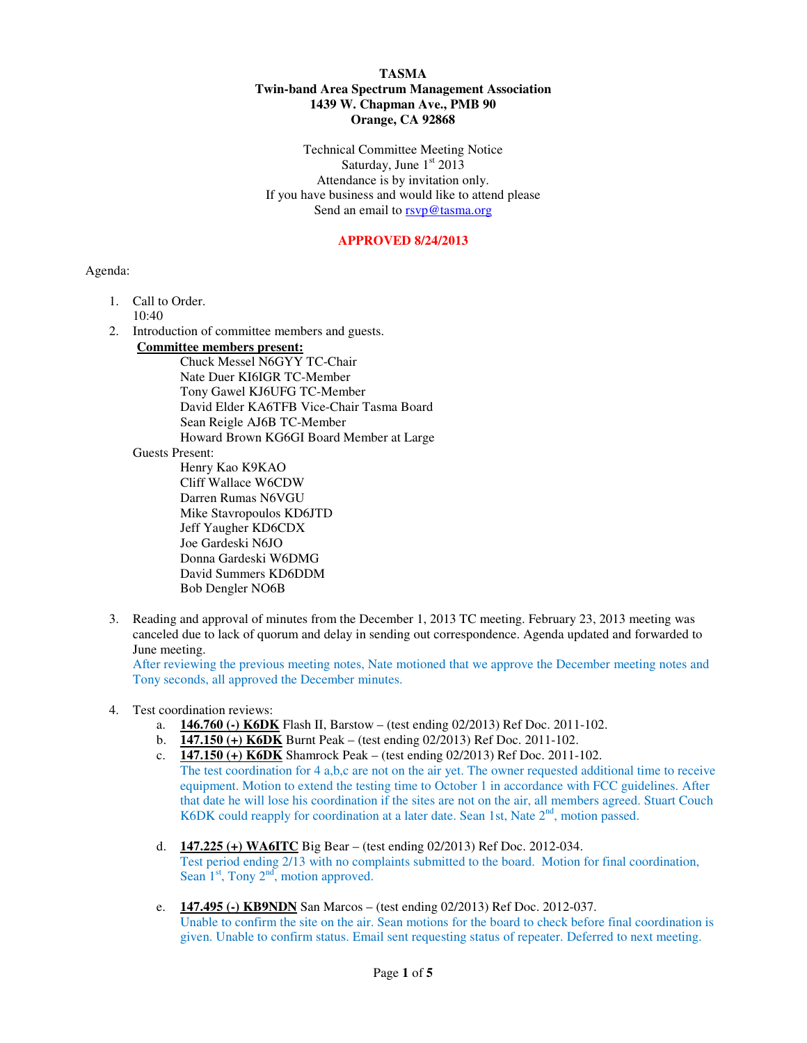**TASMA**
**Twin-band Area Spectrum Management Association**
**1439 W. Chapman Ave., PMB 90**
**Orange, CA 92868**

Technical Committee Meeting Notice
Saturday, June 1st 2013
Attendance is by invitation only.
If you have business and would like to attend please
Send an email to rsvp@tasma.org

**APPROVED 8/24/2013**

Agenda:

1. Call to Order.
   10:40
2. Introduction of committee members and guests.
   **Committee members present:**
   - Chuck Messel N6GYY TC-Chair
   - Nate Duer KI6IGR TC-Member
   - Tony Gawel KJ6UFG TC-Member
   - David Elder KA6TFB Vice-Chair Tasma Board
   - Sean Reigle AJ6B TC-Member
   - Howard Brown KG6GI Board Member at Large

   Guests Present:
   - Henry Kao K9KAO
   - Cliff Wallace W6CDW
   - Darren Rumas N6VGU
   - Mike Stavropoulos KD6JTD
   - Jeff Yaugher KD6CDX
   - Joe Gardeski N6JO
   - Donna Gardeski W6DMG
   - David Summers KD6DDM
   - Bob Dengler NO6B

3. Reading and approval of minutes from the December 1, 2013 TC meeting. February 23, 2013 meeting was canceled due to lack of quorum and delay in sending out correspondence. Agenda updated and forwarded to June meeting.
   After reviewing the previous meeting notes, Nate motioned that we approve the December meeting notes and Tony seconds, all approved the December minutes.

4. Test coordination reviews:
   a. **146.760 (-) K6DK** Flash II, Barstow – (test ending 02/2013) Ref Doc. 2011-102.
   b. **147.150 (+) K6DK** Burnt Peak – (test ending 02/2013) Ref Doc. 2011-102.
   c. **147.150 (+) K6DK** Shamrock Peak – (test ending 02/2013) Ref Doc. 2011-102.
   The test coordination for 4 a,b,c are not on the air yet. The owner requested additional time to receive equipment. Motion to extend the testing time to October 1 in accordance with FCC guidelines. After that date he will lose his coordination if the sites are not on the air, all members agreed. Stuart Couch K6DK could reapply for coordination at a later date. Sean 1st, Nate 2nd, motion passed.

   d. **147.225 (+) WA6ITC** Big Bear – (test ending 02/2013) Ref Doc. 2012-034.
   Test period ending 2/13 with no complaints submitted to the board. Motion for final coordination, Sean 1st, Tony 2nd, motion approved.

   e. **147.495 (-) KB9NDN** San Marcos – (test ending 02/2013) Ref Doc. 2012-037.
   Unable to confirm the site on the air. Sean motions for the board to check before final coordination is given. Unable to confirm status. Email sent requesting status of repeater. Deferred to next meeting.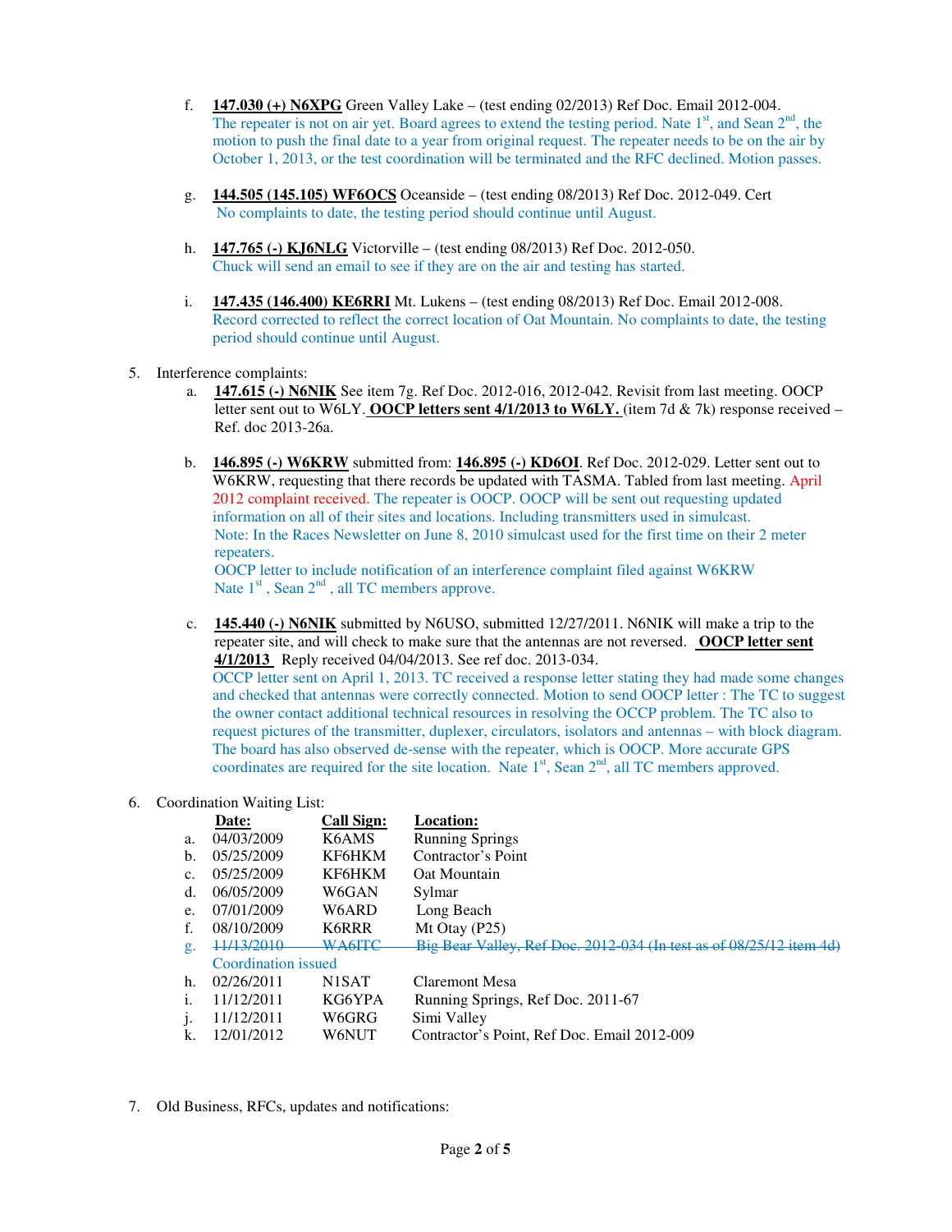f. **147.030 (+) N6XPG** Green Valley Lake – (test ending 02/2013) Ref Doc. Email 2012-004.
The repeater is not on air yet. Board agrees to extend the testing period. Nate 1st, and Sean 2nd, the motion to push the final date to a year from original request. The repeater needs to be on the air by October 1, 2013, or the test coordination will be terminated and the RFC declined. Motion passes.

g. **144.505 (145.105) WF6OCS** Oceanside – (test ending 08/2013) Ref Doc. 2012-049. Cert
No complaints to date, the testing period should continue until August.

h. **147.765 (-) KJ6NLG** Victorville – (test ending 08/2013) Ref Doc. 2012-050.
Chuck will send an email to see if they are on the air and testing has started.

i. **147.435 (146.400) KE6RRI** Mt. Lukens – (test ending 08/2013) Ref Doc. Email 2012-008.
Record corrected to reflect the correct location of Oat Mountain. No complaints to date, the testing period should continue until August.

5. Interference complaints:

a. **147.615 (-) N6NIK** See item 7g. Ref Doc. 2012-016, 2012-042. Revisit from last meeting. OOCP letter sent out to W6LY. **OOCP letters sent 4/1/2013 to W6LY.** (item 7d & 7k) response received – Ref. doc 2013-26a.

b. **146.895 (-) W6KRW** submitted from: **146.895 (-) KD6OI**. Ref Doc. 2012-029. Letter sent out to W6KRW, requesting that there records be updated with TASMA. Tabled from last meeting. April 2012 complaint received. The repeater is OOCP. OOCP will be sent out requesting updated information on all of their sites and locations. Including transmitters used in simulcast.
Note: In the Races Newsletter on June 8, 2010 simulcast used for the first time on their 2 meter repeaters.
OOCP letter to include notification of an interference complaint filed against W6KRW
Nate 1st, Sean 2nd, all TC members approve.

c. **145.440 (-) N6NIK** submitted by N6USO, submitted 12/27/2011. N6NIK will make a trip to the repeater site, and will check to make sure that the antennas are not reversed. **OOCP letter sent 4/1/2013** Reply received 04/04/2013. See ref doc. 2013-034.
OCCP letter sent on April 1, 2013. TC received a response letter stating they had made some changes and checked that antennas were correctly connected. Motion to send OOCP letter : The TC to suggest the owner contact additional technical resources in resolving the OCCP problem. The TC also to request pictures of the transmitter, duplexer, circulators, isolators and antennas – with block diagram. The board has also observed de-sense with the repeater, which is OOCP. More accurate GPS coordinates are required for the site location. Nate 1st, Sean 2nd, all TC members approved.

6. Coordination Waiting List:

| | Date: | Call Sign: | Location: |
|---|---|---|---|
| a. | 04/03/2009 | K6AMS | Running Springs |
| b. | 05/25/2009 | KF6HKM | Contractor's Point |
| c. | 05/25/2009 | KF6HKM | Oat Mountain |
| d. | 06/05/2009 | W6GAN | Sylmar |
| e. | 07/01/2009 | W6ARD | Long Beach |
| f. | 08/10/2009 | K6RRR | Mt Otay (P25) |
| g. | ~~11/13/2010~~ | ~~WA6ITC~~ | ~~Big Bear Valley, Ref Doc. 2012-034 (In test as of 08/25/12 item 4d)~~ Coordination issued |
| h. | 02/26/2011 | N1SAT | Claremont Mesa |
| i. | 11/12/2011 | KG6YPA | Running Springs, Ref Doc. 2011-67 |
| j. | 11/12/2011 | W6GRG | Simi Valley |
| k. | 12/01/2012 | W6NUT | Contractor's Point, Ref Doc. Email 2012-009 |

7. Old Business, RFCs, updates and notifications: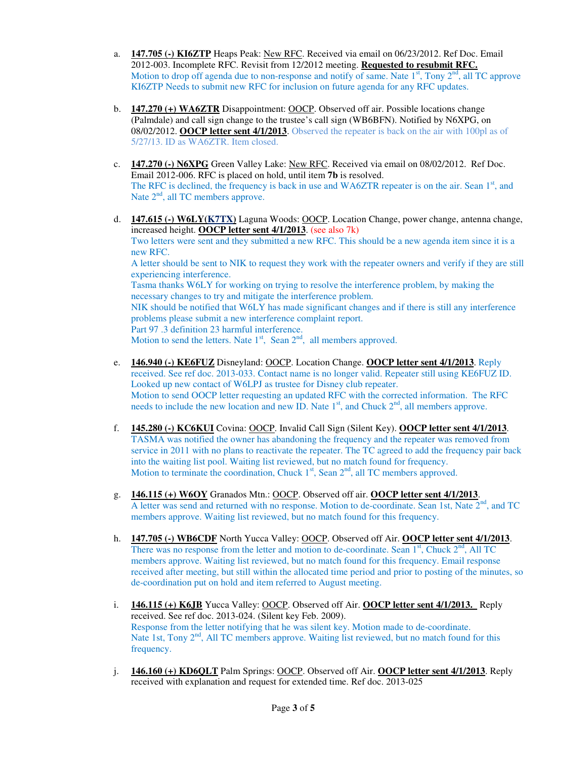a. **147.705 (-) KI6ZTP** Heaps Peak: New RFC. Received via email on 06/23/2012. Ref Doc. Email 2012-003. Incomplete RFC. Revisit from 12/2012 meeting. **Requested to resubmit RFC.**
Motion to drop off agenda due to non-response and notify of same. Nate 1st, Tony 2nd, all TC approve KI6ZTP Needs to submit new RFC for inclusion on future agenda for any RFC updates.

b. **147.270 (+) WA6ZTR** Disappointment: OOCP. Observed off air. Possible locations change (Palmdale) and call sign change to the trustee's call sign (WB6BFN). Notified by N6XPG, on 08/02/2012. **OOCP letter sent 4/1/2013**. Observed the repeater is back on the air with 100pl as of 5/27/13. ID as WA6ZTR. Item closed.

c. **147.270 (-) N6XPG** Green Valley Lake: New RFC. Received via email on 08/02/2012. Ref Doc. Email 2012-006. RFC is placed on hold, until item **7b** is resolved.
The RFC is declined, the frequency is back in use and WA6ZTR repeater is on the air. Sean 1st, and Nate 2nd, all TC members approve.

d. **147.615 (-) W6LY(K7TX)** Laguna Woods: OOCP. Location Change, power change, antenna change, increased height. **OOCP letter sent 4/1/2013**. (see also 7k)
Two letters were sent and they submitted a new RFC. This should be a new agenda item since it is a new RFC.
A letter should be sent to NIK to request they work with the repeater owners and verify if they are still experiencing interference.
Tasma thanks W6LY for working on trying to resolve the interference problem, by making the necessary changes to try and mitigate the interference problem.
NIK should be notified that W6LY has made significant changes and if there is still any interference problems please submit a new interference complaint report.
Part 97 .3 definition 23 harmful interference.
Motion to send the letters. Nate 1st, Sean 2nd, all members approved.

e. **146.940 (-) KE6FUZ** Disneyland: OOCP. Location Change. **OOCP letter sent 4/1/2013**. Reply received. See ref doc. 2013-033. Contact name is no longer valid. Repeater still using KE6FUZ ID. Looked up new contact of W6LPJ as trustee for Disney club repeater.
Motion to send OOCP letter requesting an updated RFC with the corrected information. The RFC needs to include the new location and new ID. Nate 1st, and Chuck 2nd, all members approve.

f. **145.280 (-) KC6KUI** Covina: OOCP. Invalid Call Sign (Silent Key). **OOCP letter sent 4/1/2013**.
TASMA was notified the owner has abandoning the frequency and the repeater was removed from service in 2011 with no plans to reactivate the repeater. The TC agreed to add the frequency pair back into the waiting list pool. Waiting list reviewed, but no match found for frequency.
Motion to terminate the coordination, Chuck 1st, Sean 2nd, all TC members approved.

g. **146.115 (+) W6OY** Granados Mtn.: OOCP. Observed off air. **OOCP letter sent 4/1/2013**.
A letter was send and returned with no response. Motion to de-coordinate. Sean 1st, Nate 2nd, and TC members approve. Waiting list reviewed, but no match found for this frequency.

h. **147.705 (-) WB6CDF** North Yucca Valley: OOCP. Observed off Air. **OOCP letter sent 4/1/2013**.
There was no response from the letter and motion to de-coordinate. Sean 1st, Chuck 2nd, All TC members approve. Waiting list reviewed, but no match found for this frequency. Email response received after meeting, but still within the allocated time period and prior to posting of the minutes, so de-coordination put on hold and item referred to August meeting.

i. **146.115 (+) K6JB** Yucca Valley: OOCP. Observed off Air. **OOCP letter sent 4/1/2013.** Reply received. See ref doc. 2013-024. (Silent key Feb. 2009).
Response from the letter notifying that he was silent key. Motion made to de-coordinate.
Nate 1st, Tony 2nd, All TC members approve. Waiting list reviewed, but no match found for this frequency.

j. **146.160 (+) KD6QLT** Palm Springs: OOCP. Observed off Air. **OOCP letter sent 4/1/2013**. Reply received with explanation and request for extended time. Ref doc. 2013-025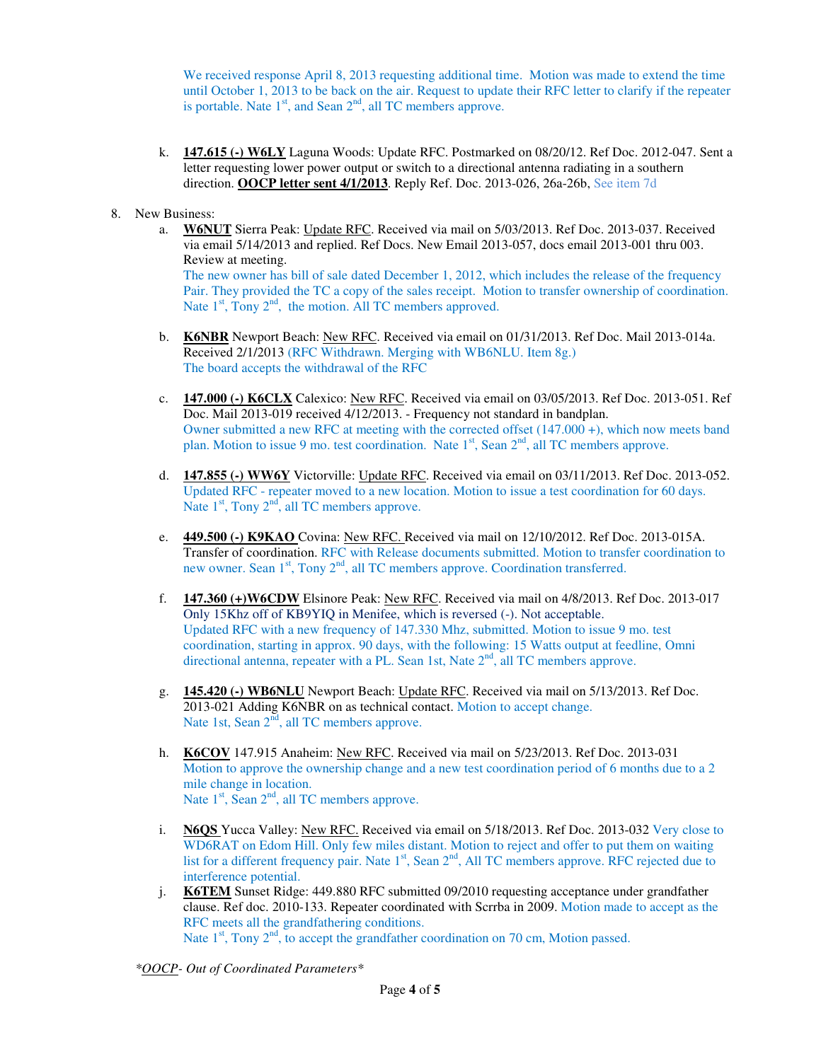We received response April 8, 2013 requesting additional time. Motion was made to extend the time until October 1, 2013 to be back on the air. Request to update their RFC letter to clarify if the repeater is portable. Nate 1st, and Sean 2nd, all TC members approve.

k. **147.615 (-) W6LY** Laguna Woods: Update RFC. Postmarked on 08/20/12. Ref Doc. 2012-047. Sent a letter requesting lower power output or switch to a directional antenna radiating in a southern direction. **OOCP letter sent 4/1/2013**. Reply Ref. Doc. 2013-026, 26a-26b, See item 7d

8. New Business:

   a. **W6NUT** Sierra Peak: Update RFC. Received via mail on 5/03/2013. Ref Doc. 2013-037. Received via email 5/14/2013 and replied. Ref Docs. New Email 2013-057, docs email 2013-001 thru 003. Review at meeting.
   The new owner has bill of sale dated December 1, 2012, which includes the release of the frequency Pair. They provided the TC a copy of the sales receipt. Motion to transfer ownership of coordination. Nate 1st, Tony 2nd, the motion. All TC members approved.

   b. **K6NBR** Newport Beach: New RFC. Received via email on 01/31/2013. Ref Doc. Mail 2013-014a. Received 2/1/2013 (RFC Withdrawn. Merging with WB6NLU. Item 8g.)
   The board accepts the withdrawal of the RFC

   c. **147.000 (-) K6CLX** Calexico: New RFC. Received via email on 03/05/2013. Ref Doc. 2013-051. Ref Doc. Mail 2013-019 received 4/12/2013. - Frequency not standard in bandplan.
   Owner submitted a new RFC at meeting with the corrected offset (147.000 +), which now meets band plan. Motion to issue 9 mo. test coordination. Nate 1st, Sean 2nd, all TC members approve.

   d. **147.855 (-) WW6Y** Victorville: Update RFC. Received via email on 03/11/2013. Ref Doc. 2013-052. Updated RFC - repeater moved to a new location. Motion to issue a test coordination for 60 days. Nate 1st, Tony 2nd, all TC members approve.

   e. **449.500 (-) K9KAO** Covina: New RFC. Received via mail on 12/10/2012. Ref Doc. 2013-015A. Transfer of coordination. RFC with Release documents submitted. Motion to transfer coordination to new owner. Sean 1st, Tony 2nd, all TC members approve. Coordination transferred.

   f. **147.360 (+)W6CDW** Elsinore Peak: New RFC. Received via mail on 4/8/2013. Ref Doc. 2013-017 Only 15Khz off of KB9YIQ in Menifee, which is reversed (-). Not acceptable.
   Updated RFC with a new frequency of 147.330 Mhz, submitted. Motion to issue 9 mo. test coordination, starting in approx. 90 days, with the following: 15 Watts output at feedline, Omni directional antenna, repeater with a PL. Sean 1st, Nate 2nd, all TC members approve.

   g. **145.420 (-) WB6NLU** Newport Beach: Update RFC. Received via mail on 5/13/2013. Ref Doc. 2013-021 Adding K6NBR on as technical contact. Motion to accept change.
   Nate 1st, Sean 2nd, all TC members approve.

   h. **K6COV** 147.915 Anaheim: New RFC. Received via mail on 5/23/2013. Ref Doc. 2013-031
   Motion to approve the ownership change and a new test coordination period of 6 months due to a 2 mile change in location.
   Nate 1st, Sean 2nd, all TC members approve.

   i. **N6QS** Yucca Valley: New RFC. Received via email on 5/18/2013. Ref Doc. 2013-032 Very close to WD6RAT on Edom Hill. Only few miles distant. Motion to reject and offer to put them on waiting list for a different frequency pair. Nate 1st, Sean 2nd, All TC members approve. RFC rejected due to interference potential.

   j. **K6TEM** Sunset Ridge: 449.880 RFC submitted 09/2010 requesting acceptance under grandfather clause. Ref doc. 2010-133. Repeater coordinated with Scrrba in 2009. Motion made to accept as the RFC meets all the grandfathering conditions.
   Nate 1st, Tony 2nd, to accept the grandfather coordination on 70 cm, Motion passed.

*OOCP- Out of Coordinated Parameters*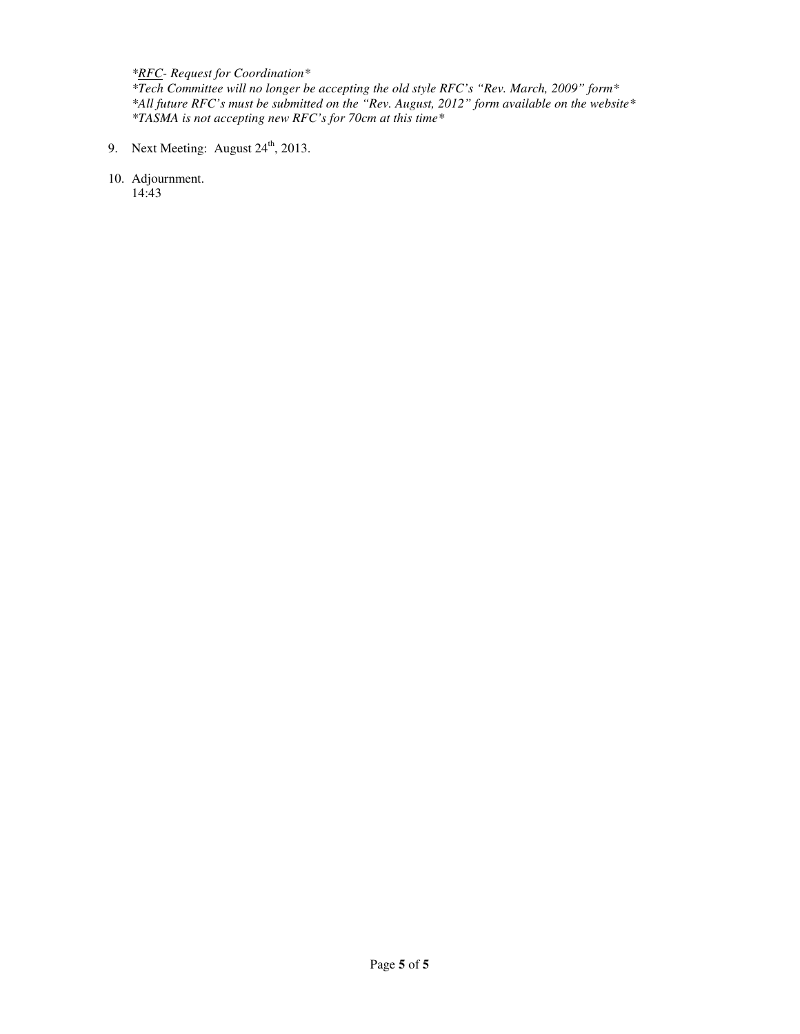*RFC- Request for Coordination*
*Tech Committee will no longer be accepting the old style RFC's "Rev. March, 2009" form*
*All future RFC's must be submitted on the "Rev. August, 2012" form available on the website*
*TASMA is not accepting new RFC's for 70cm at this time*

9. Next Meeting: August 24th, 2013.

10. Adjournment.
    14:43